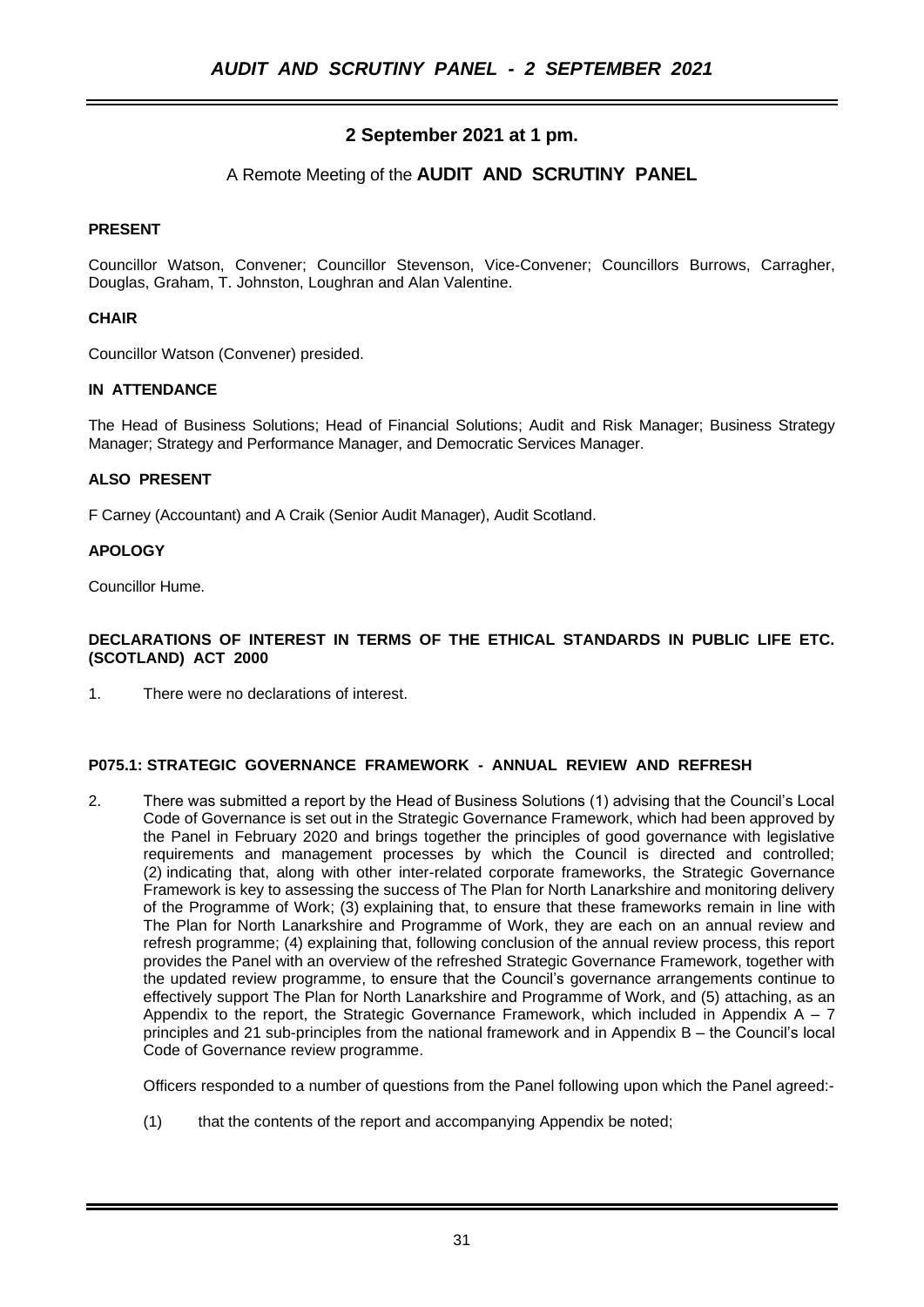# AUDIT AND SCRUTINY PANEL - 2 SEPTEMBER 2021

## 2 September 2021 at 1 pm.

A Remote Meeting of the **AUDIT AND SCRUTINY PANEL**

**PRESENT**

Councillor Watson, Convener; Councillor Stevenson, Vice-Convener; Councillors Burrows, Carragher, Douglas, Graham, T. Johnston, Loughran and Alan Valentine.

**CHAIR**

Councillor Watson (Convener) presided.

**IN ATTENDANCE**

The Head of Business Solutions; Head of Financial Solutions; Audit and Risk Manager; Business Strategy Manager; Strategy and Performance Manager, and Democratic Services Manager.

**ALSO PRESENT**

F Carney (Accountant) and A Craik (Senior Audit Manager), Audit Scotland.

**APOLOGY**

Councillor Hume.

**DECLARATIONS OF INTEREST IN TERMS OF THE ETHICAL STANDARDS IN PUBLIC LIFE ETC. (SCOTLAND) ACT 2000**

1. There were no declarations of interest.

**P075.1: STRATEGIC GOVERNANCE FRAMEWORK - ANNUAL REVIEW AND REFRESH**

2. There was submitted a report by the Head of Business Solutions (1) advising that the Council's Local Code of Governance is set out in the Strategic Governance Framework, which had been approved by the Panel in February 2020 and brings together the principles of good governance with legislative requirements and management processes by which the Council is directed and controlled; (2) indicating that, along with other inter-related corporate frameworks, the Strategic Governance Framework is key to assessing the success of The Plan for North Lanarkshire and monitoring delivery of the Programme of Work; (3) explaining that, to ensure that these frameworks remain in line with The Plan for North Lanarkshire and Programme of Work, they are each on an annual review and refresh programme; (4) explaining that, following conclusion of the annual review process, this report provides the Panel with an overview of the refreshed Strategic Governance Framework, together with the updated review programme, to ensure that the Council's governance arrangements continue to effectively support The Plan for North Lanarkshire and Programme of Work, and (5) attaching, as an Appendix to the report, the Strategic Governance Framework, which included in Appendix A – 7 principles and 21 sub-principles from the national framework and in Appendix B – the Council's local Code of Governance review programme.

   Officers responded to a number of questions from the Panel following upon which the Panel agreed:-

   (1) that the contents of the report and accompanying Appendix be noted;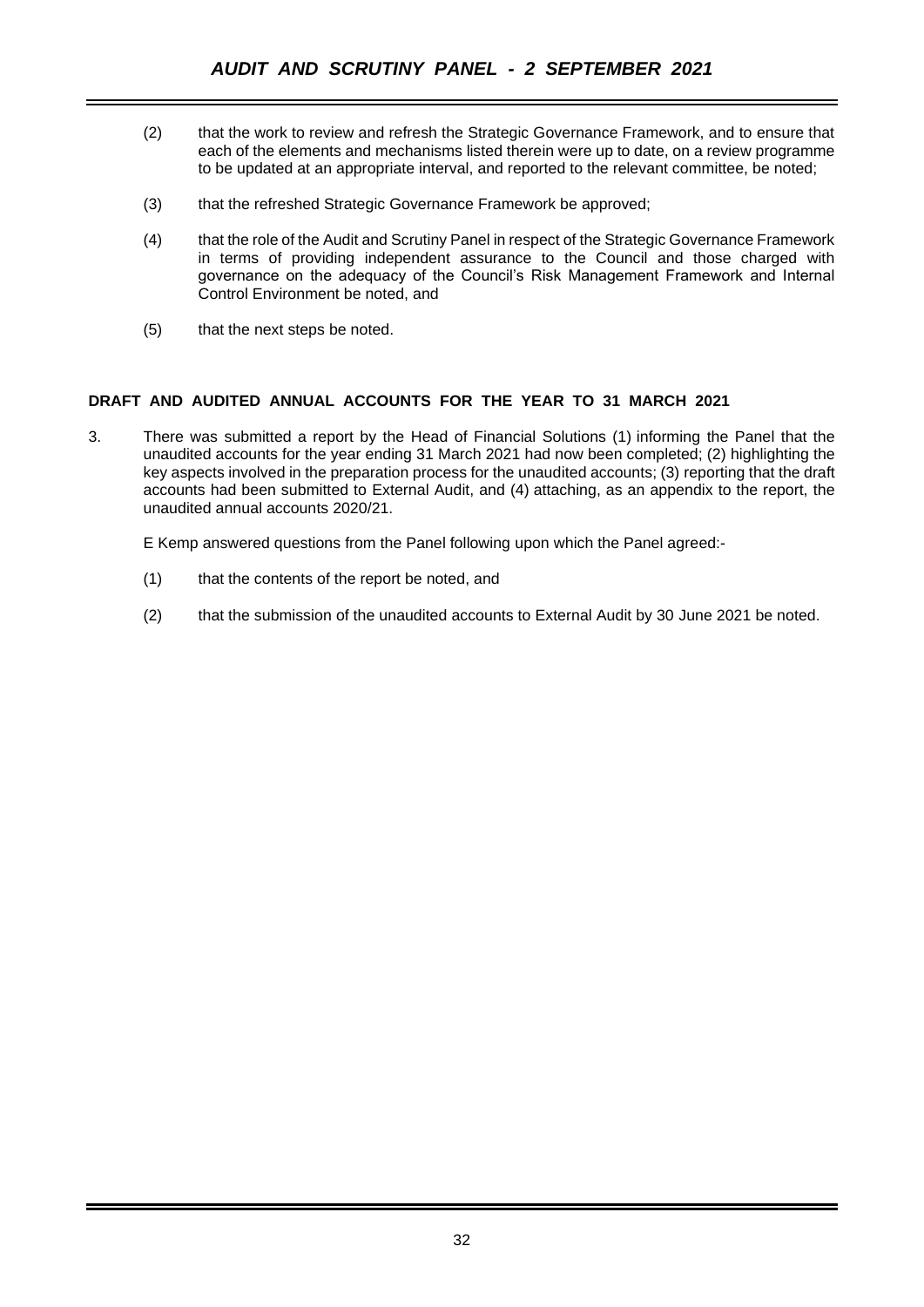(2) that the work to review and refresh the Strategic Governance Framework, and to ensure that each of the elements and mechanisms listed therein were up to date, on a review programme to be updated at an appropriate interval, and reported to the relevant committee, be noted;

(3) that the refreshed Strategic Governance Framework be approved;

(4) that the role of the Audit and Scrutiny Panel in respect of the Strategic Governance Framework in terms of providing independent assurance to the Council and those charged with governance on the adequacy of the Council's Risk Management Framework and Internal Control Environment be noted, and

(5) that the next steps be noted.

## DRAFT AND AUDITED ANNUAL ACCOUNTS FOR THE YEAR TO 31 MARCH 2021

3. There was submitted a report by the Head of Financial Solutions (1) informing the Panel that the unaudited accounts for the year ending 31 March 2021 had now been completed; (2) highlighting the key aspects involved in the preparation process for the unaudited accounts; (3) reporting that the draft accounts had been submitted to External Audit, and (4) attaching, as an appendix to the report, the unaudited annual accounts 2020/21.

   E Kemp answered questions from the Panel following upon which the Panel agreed:-

   (1) that the contents of the report be noted, and

   (2) that the submission of the unaudited accounts to External Audit by 30 June 2021 be noted.